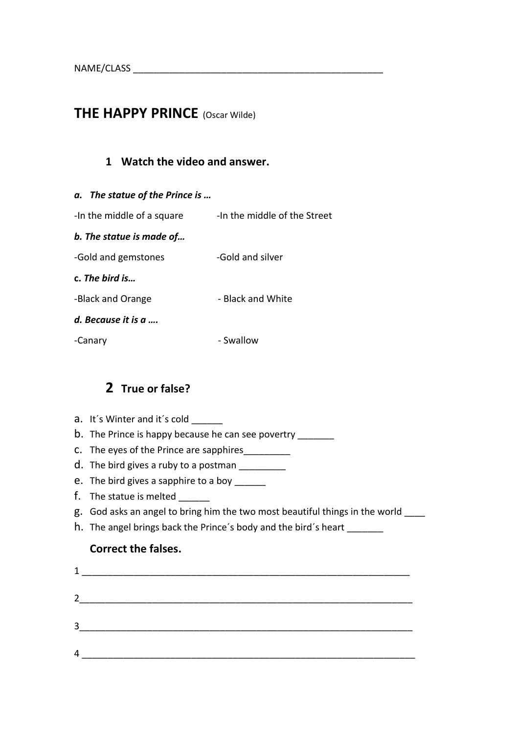NAME/CLASS ______________________________________________

# THE HAPPY PRINCE (Oscar Wilde)

## 1 Watch the video and answer.

***a. The statue of the Prince is …***

-In the middle of a square -In the middle of the Street

***b. The statue is made of…***

-Gold and gemstones -Gold and silver

**c.** ***The bird is…***

-Black and Orange - Black and White

***d. Because it is a ….***

-Canary - Swallow

## 2 True or false?

a. It´s Winter and it´s cold ______
b. The Prince is happy because he can see povertry _______
c. The eyes of the Prince are sapphires_________
d. The bird gives a ruby to a postman _________
e. The bird gives a sapphire to a boy ______
f. The statue is melted ______
g. God asks an angel to bring him the two most beautiful things in the world ____
h. The angel brings back the Prince´s body and the bird´s heart _______

**Correct the falses.**

1 ____________________________________________________________

2____________________________________________________________

3____________________________________________________________

4 ____________________________________________________________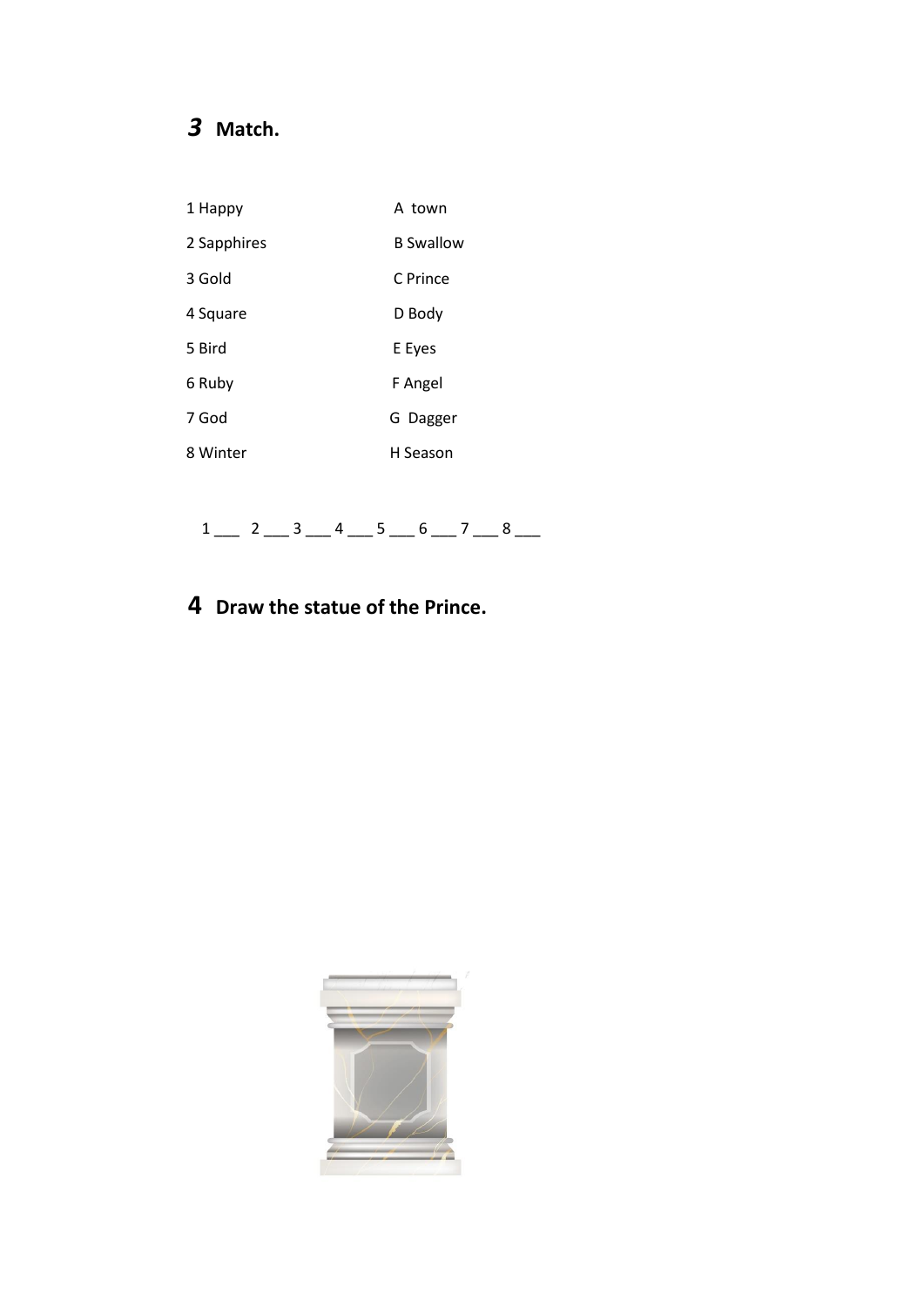## 3 Match.

| | |
|---|---|
| 1 Happy | A town |
| 2 Sapphires | B Swallow |
| 3 Gold | C Prince |
| 4 Square | D Body |
| 5 Bird | E Eyes |
| 6 Ruby | F Angel |
| 7 God | G Dagger |
| 8 Winter | H Season |

1 ___ 2 ___ 3 ___ 4 ___ 5 ___ 6 ___ 7 ___ 8 ___

## 4 Draw the statue of the Prince.